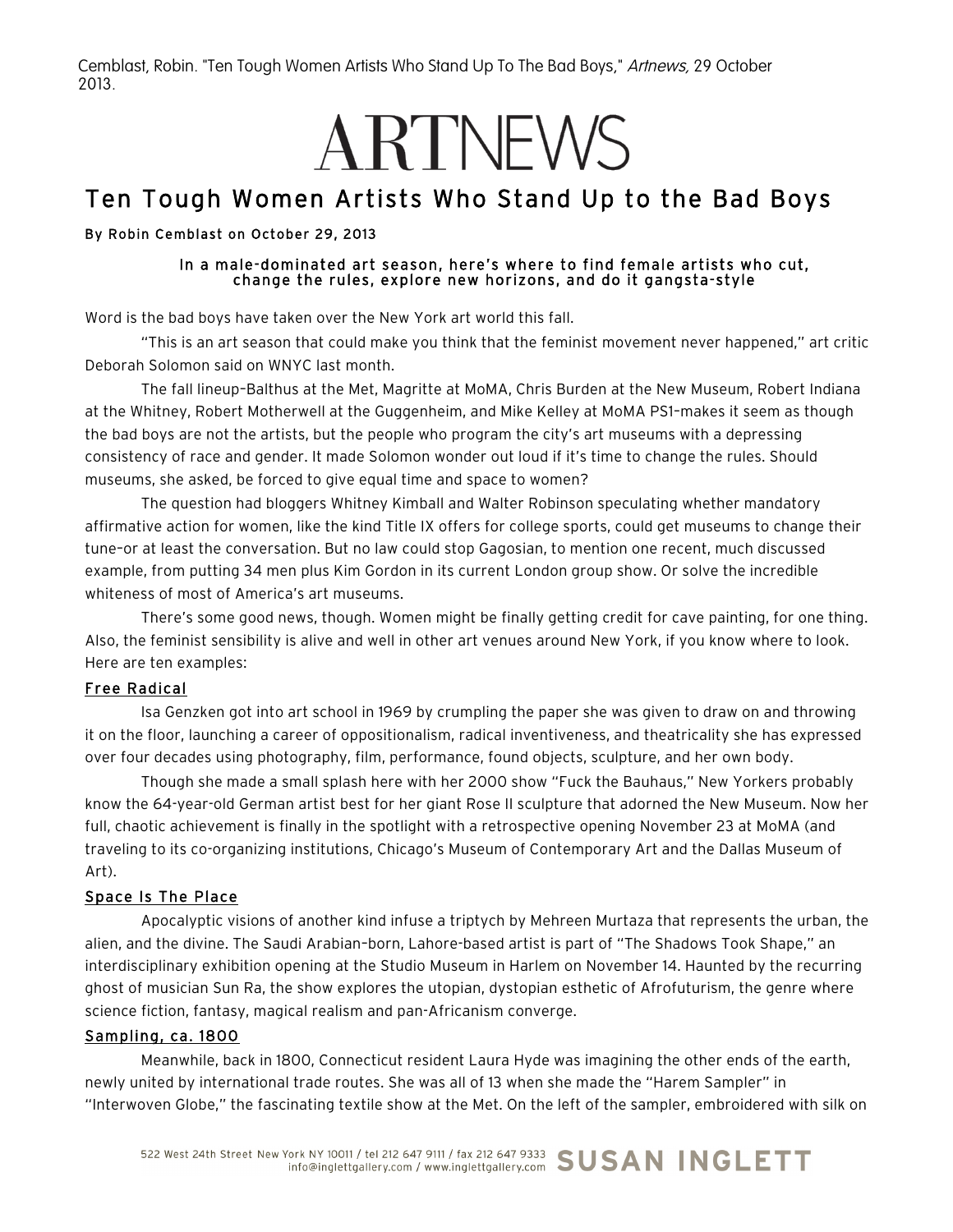Cemblast, Robin. "Ten Tough Women Artists Who Stand Up To The Bad Boys," *Artnews*, 29 October 2013.

# ARTNEWS

## Ten Tough Women Artists Who Stand Up to the Bad Boys

**By Robin Cemblast on October 29, 2013**

**In a male-dominated art season, here's where to find female artists who cut, change the rules, explore new horizons, and do it gangsta-style**

Word is the bad boys have taken over the New York art world this fall.

"This is an art season that could make you think that the feminist movement never happened," art critic Deborah Solomon said on WNYC last month.

The fall lineup–Balthus at the Met, Magritte at MoMA, Chris Burden at the New Museum, Robert Indiana at the Whitney, Robert Motherwell at the Guggenheim, and Mike Kelley at MoMA PS1–makes it seem as though the bad boys are not the artists, but the people who program the city's art museums with a depressing consistency of race and gender. It made Solomon wonder out loud if it's time to change the rules. Should museums, she asked, be forced to give equal time and space to women?

The question had bloggers Whitney Kimball and Walter Robinson speculating whether mandatory affirmative action for women, like the kind Title IX offers for college sports, could get museums to change their tune–or at least the conversation. But no law could stop Gagosian, to mention one recent, much discussed example, from putting 34 men plus Kim Gordon in its current London group show. Or solve the incredible whiteness of most of America's art museums.

There's some good news, though. Women might be finally getting credit for cave painting, for one thing. Also, the feminist sensibility is alive and well in other art venues around New York, if you know where to look. Here are ten examples:

### Free Radical

Isa Genzken got into art school in 1969 by crumpling the paper she was given to draw on and throwing it on the floor, launching a career of oppositionalism, radical inventiveness, and theatricality she has expressed over four decades using photography, film, performance, found objects, sculpture, and her own body.

Though she made a small splash here with her 2000 show "Fuck the Bauhaus," New Yorkers probably know the 64-year-old German artist best for her giant Rose II sculpture that adorned the New Museum. Now her full, chaotic achievement is finally in the spotlight with a retrospective opening November 23 at MoMA (and traveling to its co-organizing institutions, Chicago's Museum of Contemporary Art and the Dallas Museum of Art).

### Space Is The Place

Apocalyptic visions of another kind infuse a triptych by Mehreen Murtaza that represents the urban, the alien, and the divine. The Saudi Arabian–born, Lahore-based artist is part of "The Shadows Took Shape," an interdisciplinary exhibition opening at the Studio Museum in Harlem on November 14. Haunted by the recurring ghost of musician Sun Ra, the show explores the utopian, dystopian esthetic of Afrofuturism, the genre where science fiction, fantasy, magical realism and pan-Africanism converge.

### Sampling, ca. 1800

Meanwhile, back in 1800, Connecticut resident Laura Hyde was imagining the other ends of the earth, newly united by international trade routes. She was all of 13 when she made the "Harem Sampler" in "Interwoven Globe," the fascinating textile show at the Met. On the left of the sampler, embroidered with silk on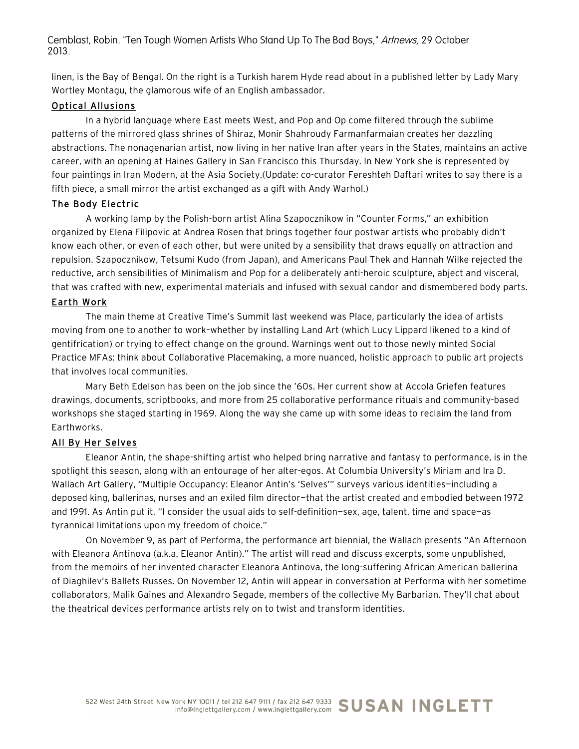linen, is the Bay of Bengal. On the right is a Turkish harem Hyde read about in a published letter by Lady Mary Wortley Montagu, the glamorous wife of an English ambassador.

### Optical Allusions

In a hybrid language where East meets West, and Pop and Op come filtered through the sublime patterns of the mirrored glass shrines of Shiraz, Monir Shahroudy Farmanfarmaian creates her dazzling abstractions. The nonagenarian artist, now living in her native Iran after years in the States, maintains an active career, with an opening at Haines Gallery in San Francisco this Thursday. In New York she is represented by four paintings in Iran Modern, at the Asia Society.(Update: co-curator Fereshteh Daftari writes to say there is a fifth piece, a small mirror the artist exchanged as a gift with Andy Warhol.)

### The Body Electric

A working lamp by the Polish-born artist Alina Szapocznikow in "Counter Forms," an exhibition organized by Elena Filipovic at Andrea Rosen that brings together four postwar artists who probably didn't know each other, or even of each other, but were united by a sensibility that draws equally on attraction and repulsion. Szapocznikow, Tetsumi Kudo (from Japan), and Americans Paul Thek and Hannah Wilke rejected the reductive, arch sensibilities of Minimalism and Pop for a deliberately anti-heroic sculpture, abject and visceral, that was crafted with new, experimental materials and infused with sexual candor and dismembered body parts.

### Earth Work

The main theme at Creative Time's Summit last weekend was Place, particularly the idea of artists moving from one to another to work–whether by installing Land Art (which Lucy Lippard likened to a kind of gentifrication) or trying to effect change on the ground. Warnings went out to those newly minted Social Practice MFAs: think about Collaborative Placemaking, a more nuanced, holistic approach to public art projects that involves local communities.

Mary Beth Edelson has been on the job since the '60s. Her current show at Accola Griefen features drawings, documents, scriptbooks, and more from 25 collaborative performance rituals and community-based workshops she staged starting in 1969. Along the way she came up with some ideas to reclaim the land from Earthworks.

### All By Her Selves

Eleanor Antin, the shape-shifting artist who helped bring narrative and fantasy to performance, is in the spotlight this season, along with an entourage of her alter-egos. At Columbia University's Miriam and Ira D. Wallach Art Gallery, "Multiple Occupancy: Eleanor Antin's 'Selves'" surveys various identities—including a deposed king, ballerinas, nurses and an exiled film director—that the artist created and embodied between 1972 and 1991. As Antin put it, "I consider the usual aids to self-definition—sex, age, talent, time and space—as tyrannical limitations upon my freedom of choice."

On November 9, as part of Performa, the performance art biennial, the Wallach presents "An Afternoon with Eleanora Antinova (a.k.a. Eleanor Antin)." The artist will read and discuss excerpts, some unpublished, from the memoirs of her invented character Eleanora Antinova, the long-suffering African American ballerina of Diaghilev's Ballets Russes. On November 12, Antin will appear in conversation at Performa with her sometime collaborators, Malik Gaines and Alexandro Segade, members of the collective My Barbarian. They'll chat about the theatrical devices performance artists rely on to twist and transform identities.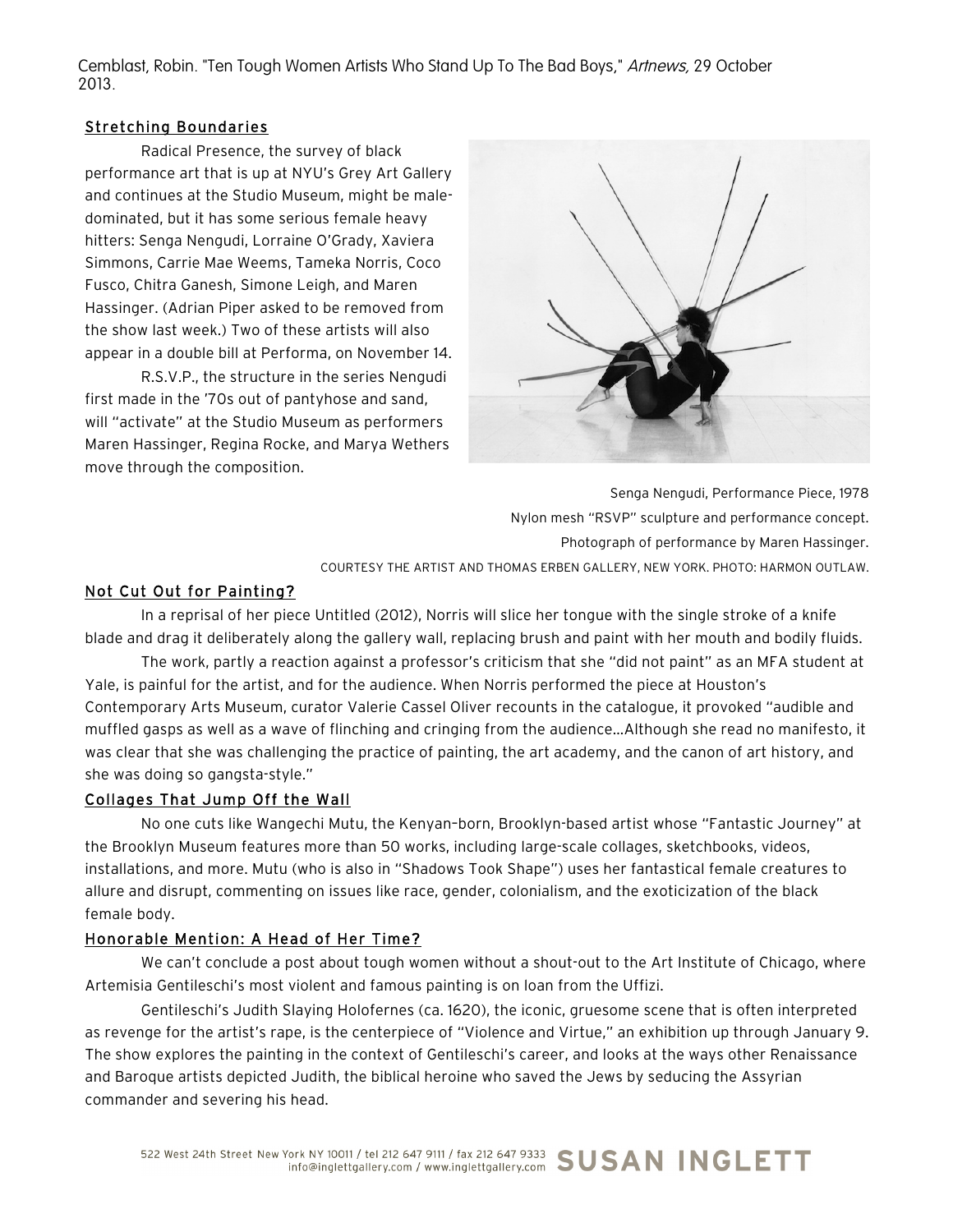Cemblast, Robin. "Ten Tough Women Artists Who Stand Up To The Bad Boys," *Artnews,* 29 October 2013.

## Stretching Boundaries

Radical Presence, the survey of black performance art that is up at NYU's Grey Art Gallery and continues at the Studio Museum, might be male-dominated, but it has some serious female heavy hitters: Senga Nengudi, Lorraine O'Grady, Xaviera Simmons, Carrie Mae Weems, Tameka Norris, Coco Fusco, Chitra Ganesh, Simone Leigh, and Maren Hassinger. (Adrian Piper asked to be removed from the show last week.) Two of these artists will also appear in a double bill at Performa, on November 14.

R.S.V.P., the structure in the series Nengudi first made in the '70s out of pantyhose and sand, will "activate" at the Studio Museum as performers Maren Hassinger, Regina Rocke, and Marya Wethers move through the composition.

Senga Nengudi, Performance Piece, 1978
Nylon mesh "RSVP" sculpture and performance concept.
Photograph of performance by Maren Hassinger.
COURTESY THE ARTIST AND THOMAS ERBEN GALLERY, NEW YORK. PHOTO: HARMON OUTLAW.

## Not Cut Out for Painting?

In a reprisal of her piece Untitled (2012), Norris will slice her tongue with the single stroke of a knife blade and drag it deliberately along the gallery wall, replacing brush and paint with her mouth and bodily fluids.

The work, partly a reaction against a professor's criticism that she "did not paint" as an MFA student at Yale, is painful for the artist, and for the audience. When Norris performed the piece at Houston's Contemporary Arts Museum, curator Valerie Cassel Oliver recounts in the catalogue, it provoked "audible and muffled gasps as well as a wave of flinching and cringing from the audience…Although she read no manifesto, it was clear that she was challenging the practice of painting, the art academy, and the canon of art history, and she was doing so gangsta-style."

## Collages That Jump Off the Wall

No one cuts like Wangechi Mutu, the Kenyan-born, Brooklyn-based artist whose "Fantastic Journey" at the Brooklyn Museum features more than 50 works, including large-scale collages, sketchbooks, videos, installations, and more. Mutu (who is also in "Shadows Took Shape") uses her fantastical female creatures to allure and disrupt, commenting on issues like race, gender, colonialism, and the exoticization of the black female body.

## Honorable Mention: A Head of Her Time?

We can't conclude a post about tough women without a shout-out to the Art Institute of Chicago, where Artemisia Gentileschi's most violent and famous painting is on loan from the Uffizi.

Gentileschi's Judith Slaying Holofernes (ca. 1620), the iconic, gruesome scene that is often interpreted as revenge for the artist's rape, is the centerpiece of "Violence and Virtue," an exhibition up through January 9. The show explores the painting in the context of Gentileschi's career, and looks at the ways other Renaissance and Baroque artists depicted Judith, the biblical heroine who saved the Jews by seducing the Assyrian commander and severing his head.